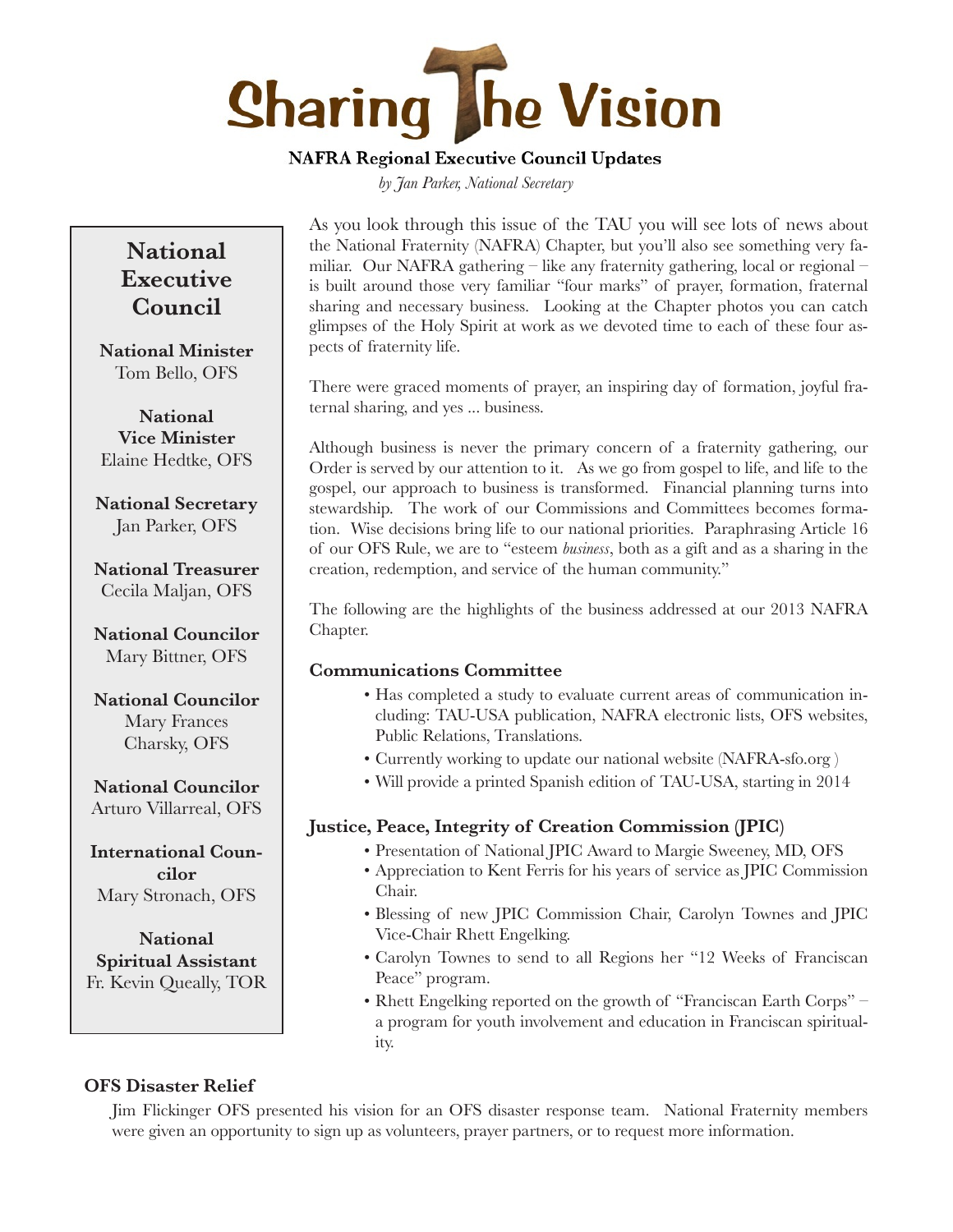# Sharing The Vision

**NAFRA Regional Executive Council Updates**

*by Jan Parker, National Secretary*

## National Executive Council

**National Minister**
Tom Bello, OFS

**National Vice Minister**
Elaine Hedtke, OFS

**National Secretary**
Jan Parker, OFS

**National Treasurer**
Cecila Maljan, OFS

**National Councilor**
Mary Bittner, OFS

**National Councilor**
Mary Frances Charsky, OFS

**National Councilor**
Arturo Villarreal, OFS

**International Councilor**
Mary Stronach, OFS

**National Spiritual Assistant**
Fr. Kevin Queally, TOR

As you look through this issue of the TAU you will see lots of news about the National Fraternity (NAFRA) Chapter, but you'll also see something very familiar. Our NAFRA gathering – like any fraternity gathering, local or regional – is built around those very familiar "four marks" of prayer, formation, fraternal sharing and necessary business. Looking at the Chapter photos you can catch glimpses of the Holy Spirit at work as we devoted time to each of these four aspects of fraternity life.

There were graced moments of prayer, an inspiring day of formation, joyful fraternal sharing, and yes ... business.

Although business is never the primary concern of a fraternity gathering, our Order is served by our attention to it. As we go from gospel to life, and life to the gospel, our approach to business is transformed. Financial planning turns into stewardship. The work of our Commissions and Committees becomes formation. Wise decisions bring life to our national priorities. Paraphrasing Article 16 of our OFS Rule, we are to "esteem *business*, both as a gift and as a sharing in the creation, redemption, and service of the human community."

The following are the highlights of the business addressed at our 2013 NAFRA Chapter.

### Communications Committee

- Has completed a study to evaluate current areas of communication including: TAU-USA publication, NAFRA electronic lists, OFS websites, Public Relations, Translations.
- Currently working to update our national website (NAFRA-sfo.org )
- Will provide a printed Spanish edition of TAU-USA, starting in 2014

### Justice, Peace, Integrity of Creation Commission (JPIC)

- Presentation of National JPIC Award to Margie Sweeney, MD, OFS
- Appreciation to Kent Ferris for his years of service as JPIC Commission Chair.
- Blessing of new JPIC Commission Chair, Carolyn Townes and JPIC Vice-Chair Rhett Engelking.
- Carolyn Townes to send to all Regions her "12 Weeks of Franciscan Peace" program.
- Rhett Engelking reported on the growth of "Franciscan Earth Corps" – a program for youth involvement and education in Franciscan spirituality.

### OFS Disaster Relief

Jim Flickinger OFS presented his vision for an OFS disaster response team. National Fraternity members were given an opportunity to sign up as volunteers, prayer partners, or to request more information.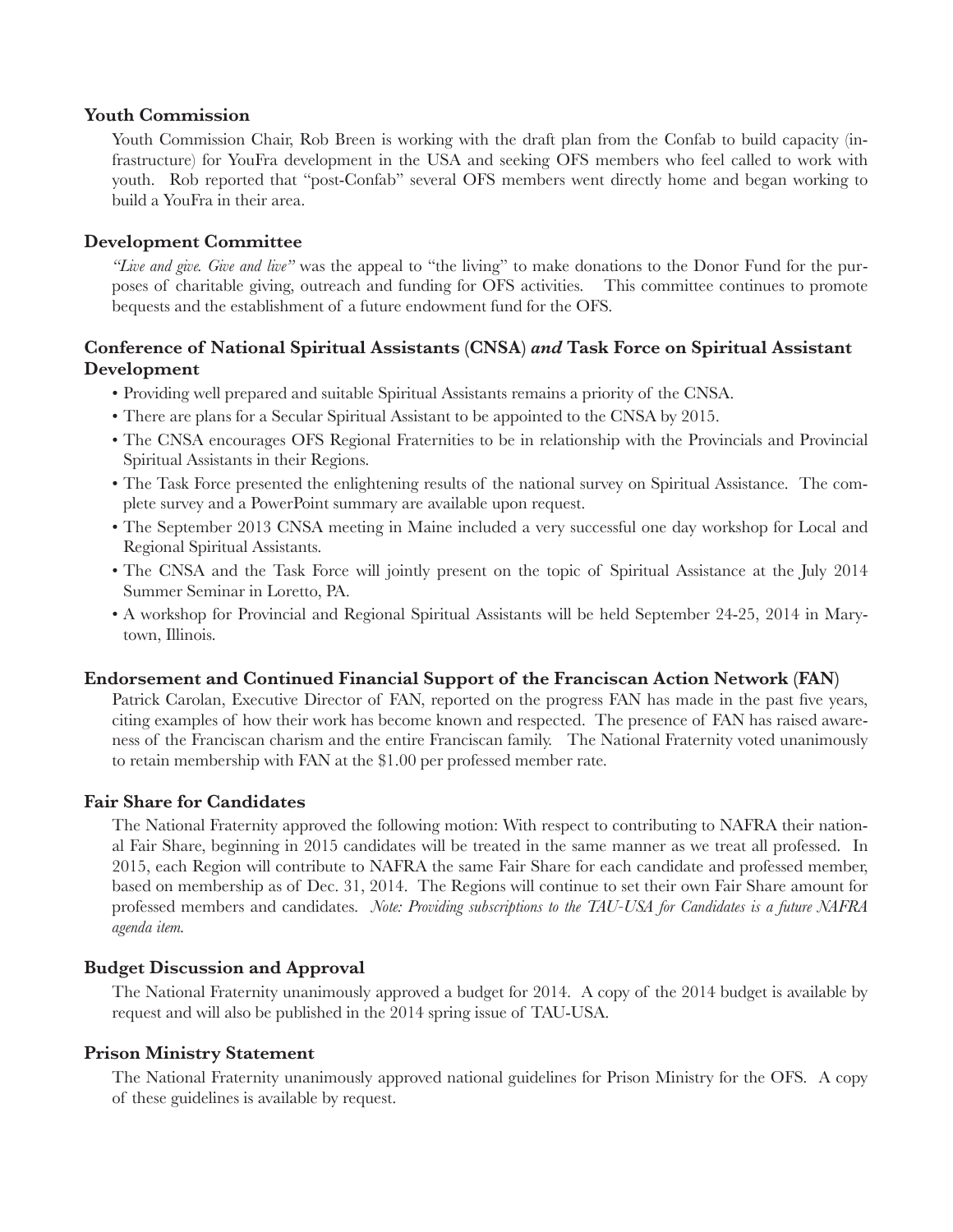### Youth Commission

Youth Commission Chair, Rob Breen is working with the draft plan from the Confab to build capacity (infrastructure) for YouFra development in the USA and seeking OFS members who feel called to work with youth. Rob reported that "post-Confab" several OFS members went directly home and began working to build a YouFra in their area.

### Development Committee

*"Live and give. Give and live"* was the appeal to "the living" to make donations to the Donor Fund for the purposes of charitable giving, outreach and funding for OFS activities. This committee continues to promote bequests and the establishment of a future endowment fund for the OFS.

### Conference of National Spiritual Assistants (CNSA) *and* Task Force on Spiritual Assistant Development

- Providing well prepared and suitable Spiritual Assistants remains a priority of the CNSA.
- There are plans for a Secular Spiritual Assistant to be appointed to the CNSA by 2015.
- The CNSA encourages OFS Regional Fraternities to be in relationship with the Provincials and Provincial Spiritual Assistants in their Regions.
- The Task Force presented the enlightening results of the national survey on Spiritual Assistance. The complete survey and a PowerPoint summary are available upon request.
- The September 2013 CNSA meeting in Maine included a very successful one day workshop for Local and Regional Spiritual Assistants.
- The CNSA and the Task Force will jointly present on the topic of Spiritual Assistance at the July 2014 Summer Seminar in Loretto, PA.
- A workshop for Provincial and Regional Spiritual Assistants will be held September 24-25, 2014 in Marytown, Illinois.

### Endorsement and Continued Financial Support of the Franciscan Action Network (FAN)

Patrick Carolan, Executive Director of FAN, reported on the progress FAN has made in the past five years, citing examples of how their work has become known and respected. The presence of FAN has raised awareness of the Franciscan charism and the entire Franciscan family. The National Fraternity voted unanimously to retain membership with FAN at the $1.00 per professed member rate.

### Fair Share for Candidates

The National Fraternity approved the following motion: With respect to contributing to NAFRA their national Fair Share, beginning in 2015 candidates will be treated in the same manner as we treat all professed. In 2015, each Region will contribute to NAFRA the same Fair Share for each candidate and professed member, based on membership as of Dec. 31, 2014. The Regions will continue to set their own Fair Share amount for professed members and candidates. *Note: Providing subscriptions to the TAU-USA for Candidates is a future NAFRA agenda item.*

### Budget Discussion and Approval

The National Fraternity unanimously approved a budget for 2014. A copy of the 2014 budget is available by request and will also be published in the 2014 spring issue of TAU-USA.

### Prison Ministry Statement

The National Fraternity unanimously approved national guidelines for Prison Ministry for the OFS. A copy of these guidelines is available by request.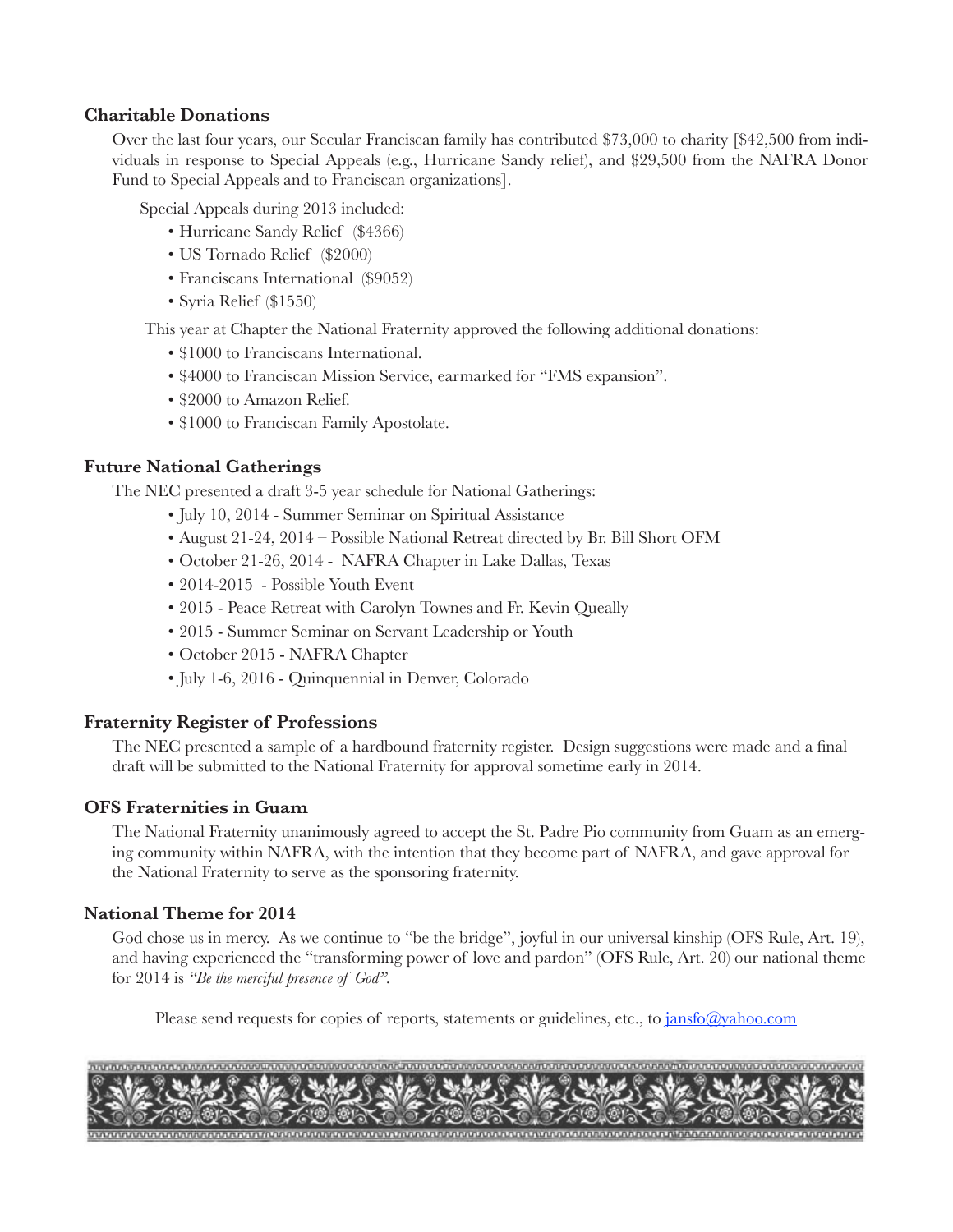### Charitable Donations

Over the last four years, our Secular Franciscan family has contributed $73,000 to charity [$42,500 from individuals in response to Special Appeals (e.g., Hurricane Sandy relief), and $29,500 from the NAFRA Donor Fund to Special Appeals and to Franciscan organizations].

Special Appeals during 2013 included:

- Hurricane Sandy Relief ($4366)
- US Tornado Relief ($2000)
- Franciscans International ($9052)
- Syria Relief ($1550)

This year at Chapter the National Fraternity approved the following additional donations:

- $1000 to Franciscans International.
- $4000 to Franciscan Mission Service, earmarked for "FMS expansion".
- $2000 to Amazon Relief.
- $1000 to Franciscan Family Apostolate.

### Future National Gatherings

The NEC presented a draft 3-5 year schedule for National Gatherings:

- July 10, 2014 - Summer Seminar on Spiritual Assistance
- August 21-24, 2014 – Possible National Retreat directed by Br. Bill Short OFM
- October 21-26, 2014 - NAFRA Chapter in Lake Dallas, Texas
- 2014-2015 - Possible Youth Event
- 2015 - Peace Retreat with Carolyn Townes and Fr. Kevin Queally
- 2015 - Summer Seminar on Servant Leadership or Youth
- October 2015 - NAFRA Chapter
- July 1-6, 2016 - Quinquennial in Denver, Colorado

### Fraternity Register of Professions

The NEC presented a sample of a hardbound fraternity register. Design suggestions were made and a final draft will be submitted to the National Fraternity for approval sometime early in 2014.

### OFS Fraternities in Guam

The National Fraternity unanimously agreed to accept the St. Padre Pio community from Guam as an emerging community within NAFRA, with the intention that they become part of NAFRA, and gave approval for the National Fraternity to serve as the sponsoring fraternity.

### National Theme for 2014

God chose us in mercy. As we continue to "be the bridge", joyful in our universal kinship (OFS Rule, Art. 19), and having experienced the "transforming power of love and pardon" (OFS Rule, Art. 20) our national theme for 2014 is *"Be the merciful presence of God"*.

Please send requests for copies of reports, statements or guidelines, etc., to jansfo@yahoo.com